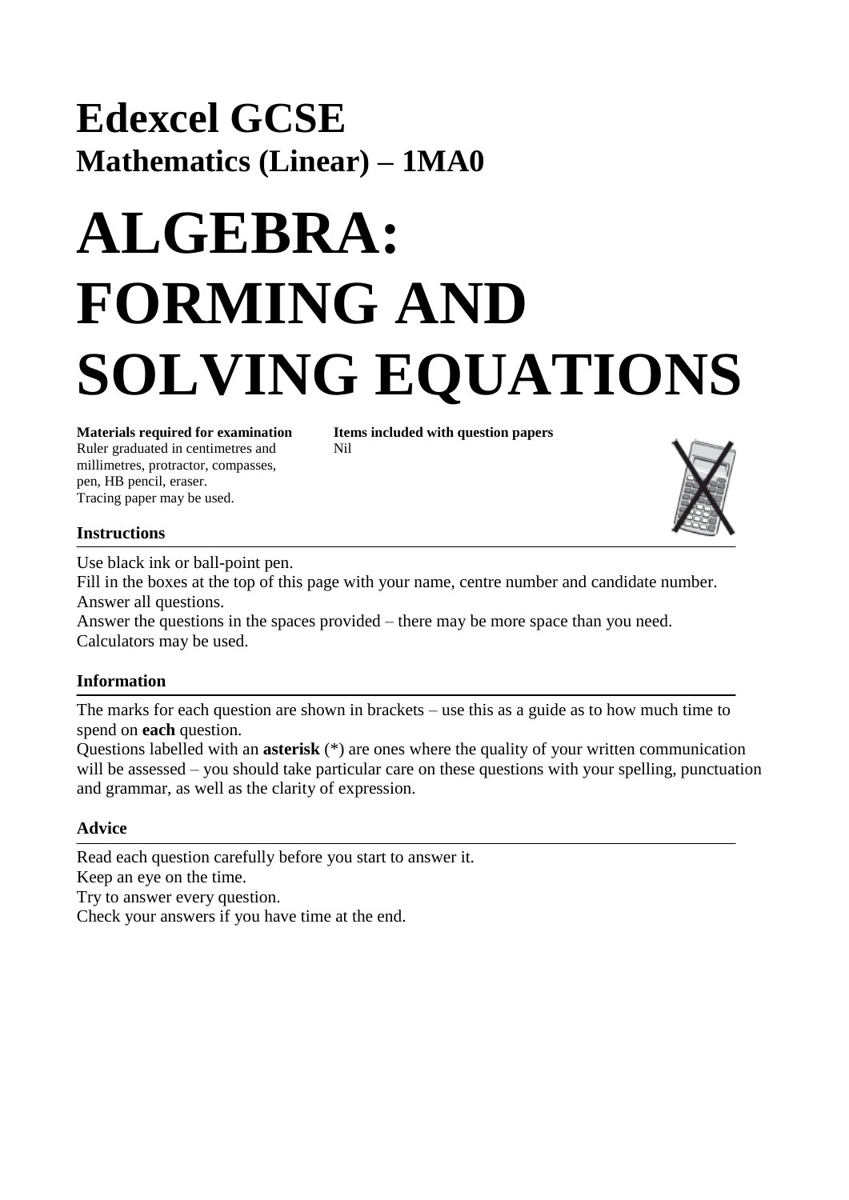# Edexcel GCSE

## Mathematics (Linear) – 1MA0

# ALGEBRA: FORMING AND SOLVING EQUATIONS

**Materials required for examination**
Ruler graduated in centimetres and millimetres, protractor, compasses, pen, HB pencil, eraser.
Tracing paper may be used.

**Items included with question papers**
Nil

### Instructions

Use black ink or ball-point pen.
Fill in the boxes at the top of this page with your name, centre number and candidate number.
Answer all questions.
Answer the questions in the spaces provided – there may be more space than you need.
Calculators may be used.

### Information

The marks for each question are shown in brackets – use this as a guide as to how much time to spend on **each** question.
Questions labelled with an **asterisk** (*) are ones where the quality of your written communication will be assessed – you should take particular care on these questions with your spelling, punctuation and grammar, as well as the clarity of expression.

### Advice

Read each question carefully before you start to answer it.
Keep an eye on the time.
Try to answer every question.
Check your answers if you have time at the end.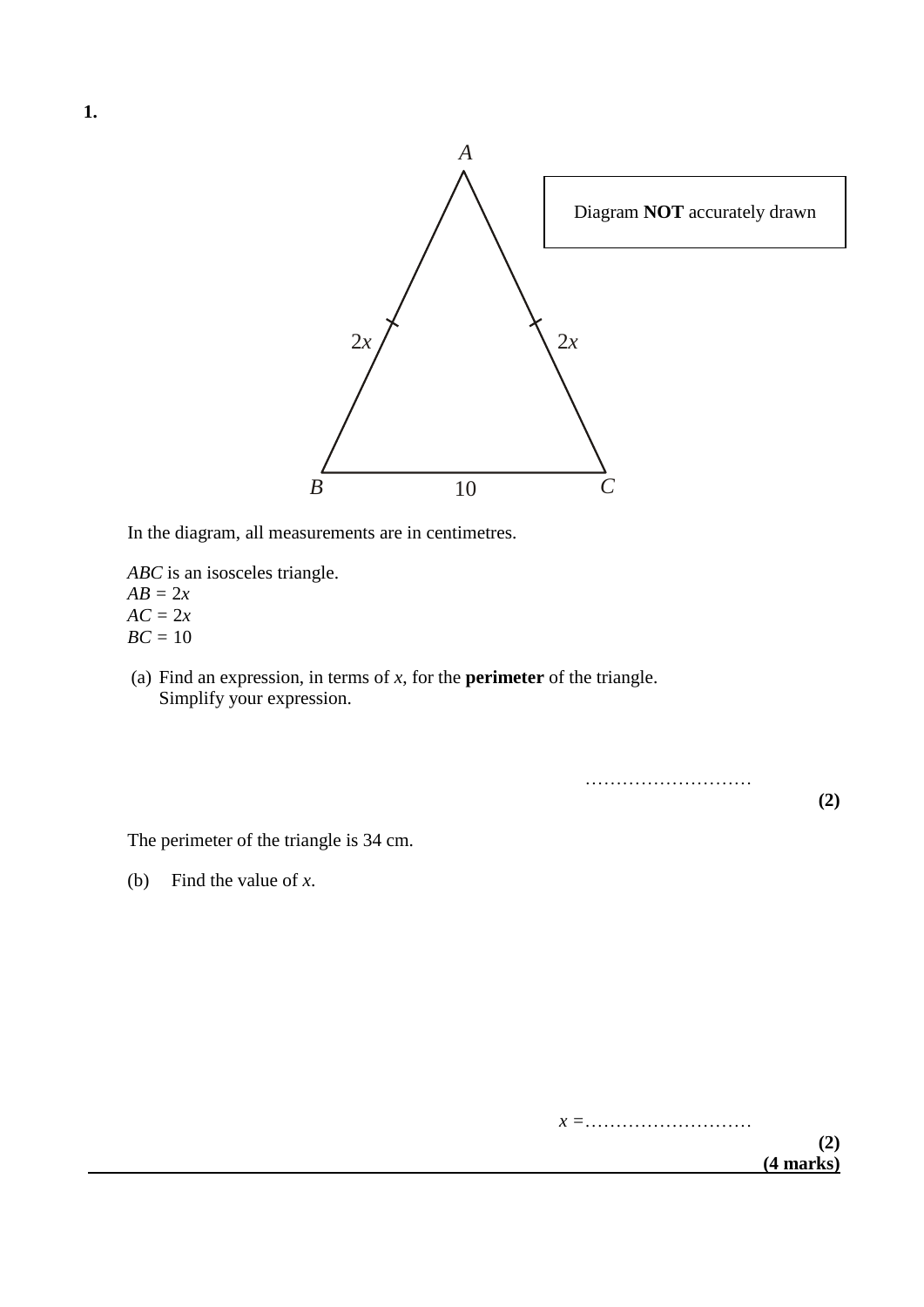**1.**

Diagram **NOT** accurately drawn

In the diagram, all measurements are in centimetres.

*ABC* is an isosceles triangle.
$AB = 2x$
$AC = 2x$
$BC = 10$

(a) Find an expression, in terms of $x$, for the **perimeter** of the triangle.
Simplify your expression.

………………………

**(2)**

The perimeter of the triangle is 34 cm.

(b) Find the value of $x$.

$x =$………………………

**(2)**

**(4 marks)**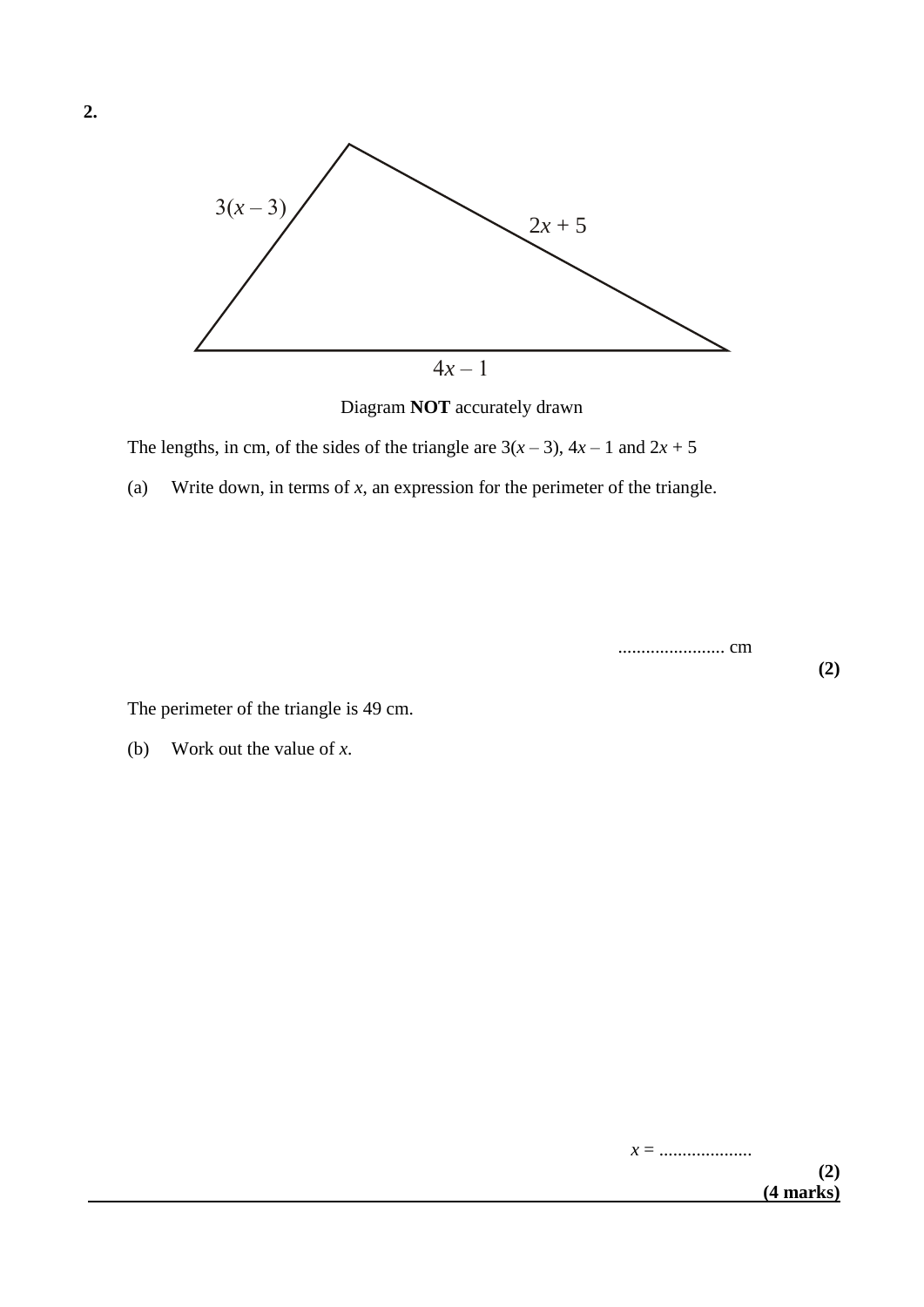**2.**

$3(x - 3)$

$2x + 5$

$4x - 1$

Diagram **NOT** accurately drawn

The lengths, in cm, of the sides of the triangle are $3(x - 3)$, $4x - 1$ and $2x + 5$

(a) Write down, in terms of $x$, an expression for the perimeter of the triangle.

....................... cm

**(2)**

The perimeter of the triangle is 49 cm.

(b) Work out the value of $x$.

$x =$ ....................

**(2)**

**(4 marks)**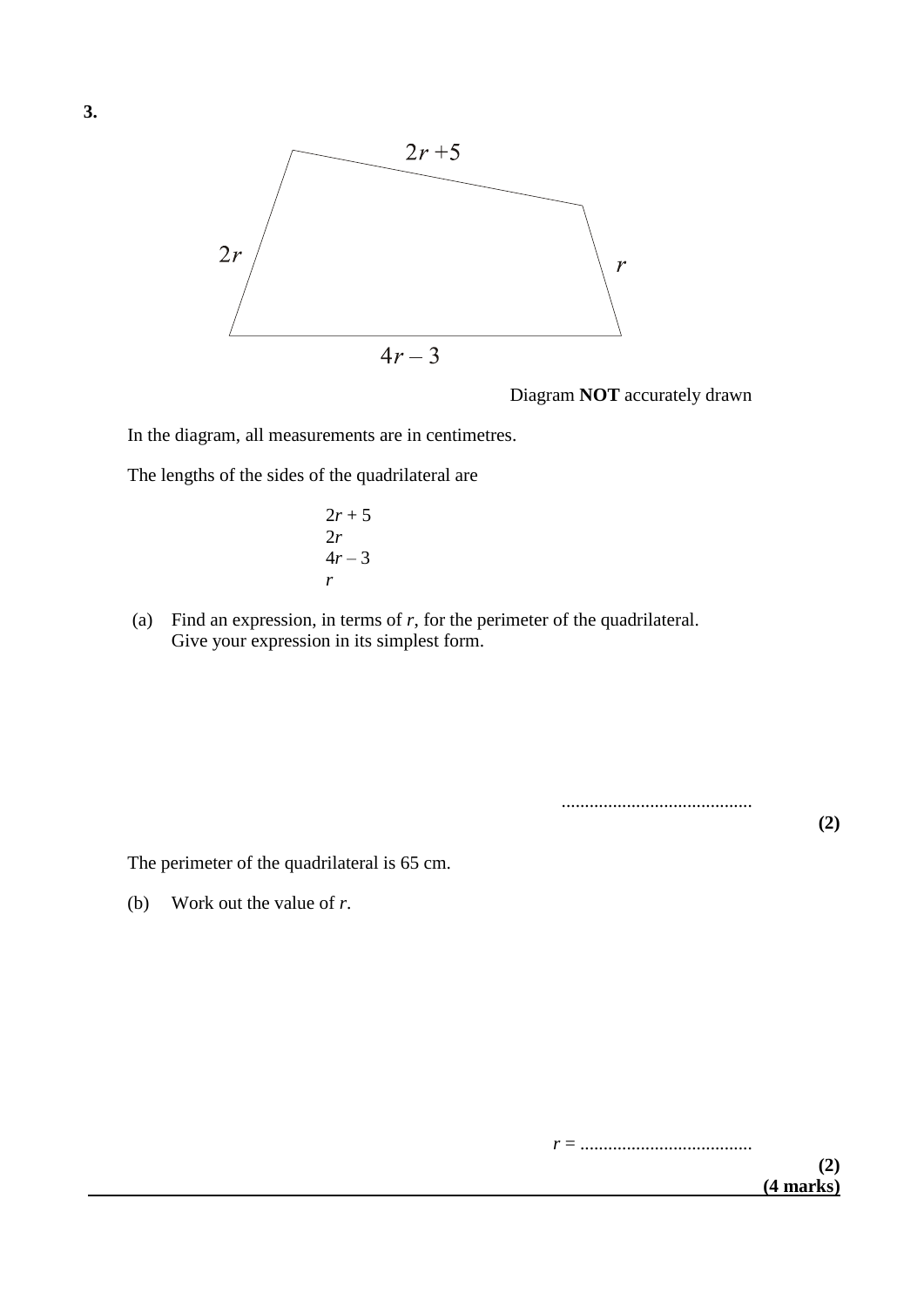**3.**

$2r + 5$

$2r$ $\qquad$ $r$

$4r - 3$

Diagram **NOT** accurately drawn

In the diagram, all measurements are in centimetres.

The lengths of the sides of the quadrilateral are

$2r + 5$
$2r$
$4r - 3$
$r$

(a) Find an expression, in terms of $r$, for the perimeter of the quadrilateral.
Give your expression in its simplest form.

..........................................

**(2)**

The perimeter of the quadrilateral is 65 cm.

(b) Work out the value of $r$.

$r$ = .....................................

**(2)**

**(4 marks)**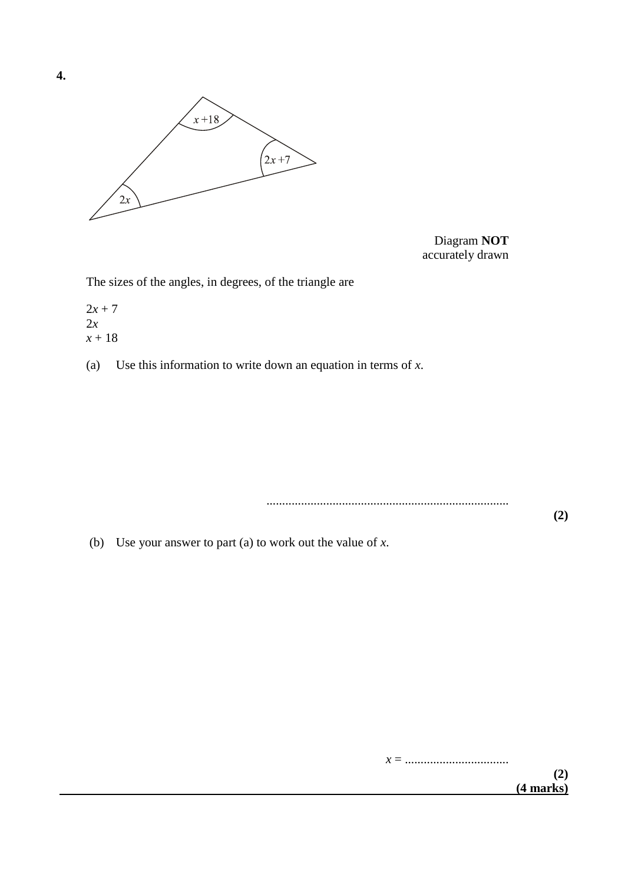**4.**

Diagram **NOT** accurately drawn

The sizes of the angles, in degrees, of the triangle are

$2x + 7$
$2x$
$x + 18$

(a) Use this information to write down an equation in terms of $x$.

..............................................................................

**(2)**

(b) Use your answer to part (a) to work out the value of $x$.

$x$ = ..................................

**(2)**
**(4 marks)**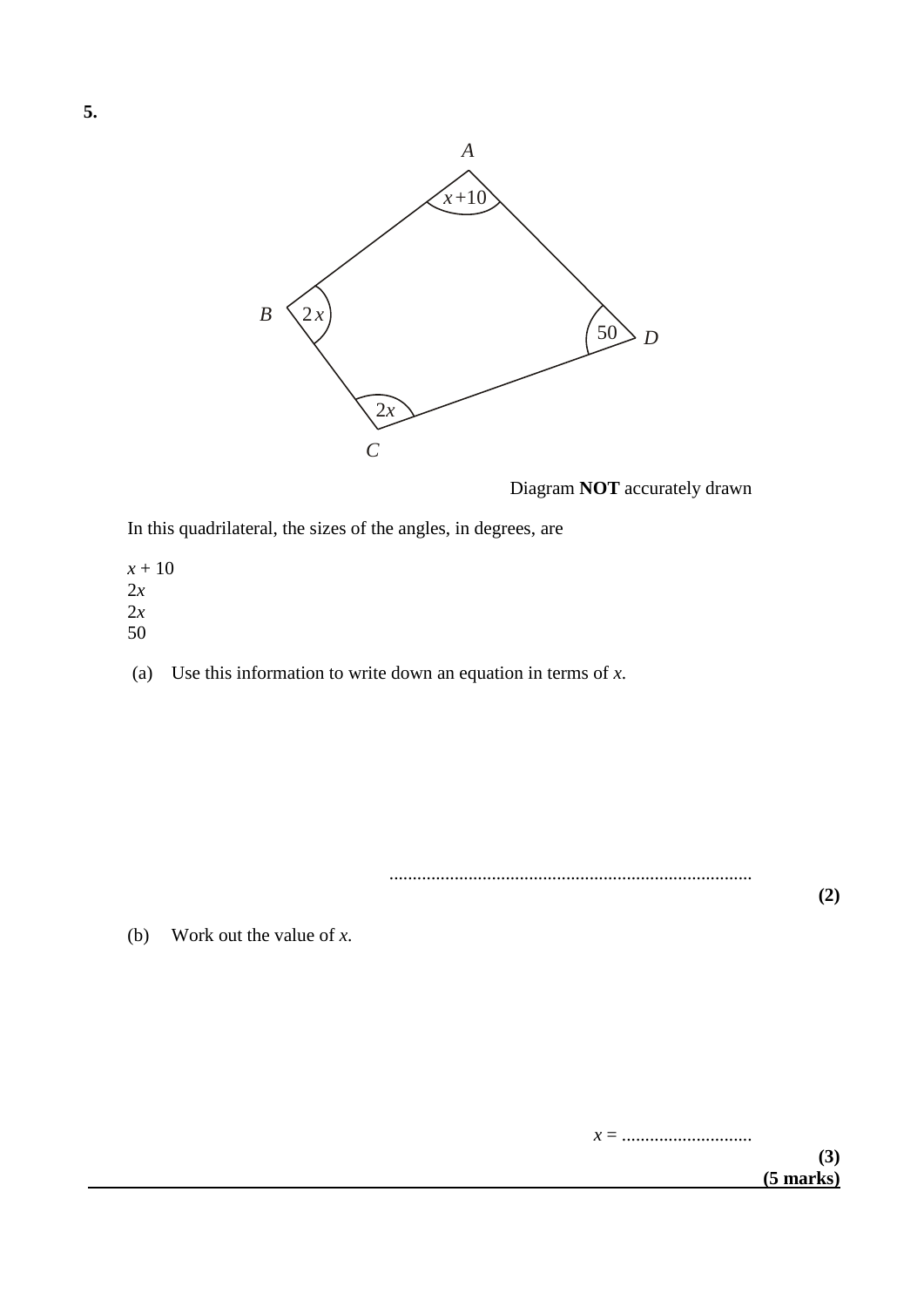**5.**

Diagram **NOT** accurately drawn

In this quadrilateral, the sizes of the angles, in degrees, are

$x + 10$
$2x$
$2x$
$50$

(a) Use this information to write down an equation in terms of $x$.

..............................................................................

**(2)**

(b) Work out the value of $x$.

$x =$ ............................

**(3)**
**(5 marks)**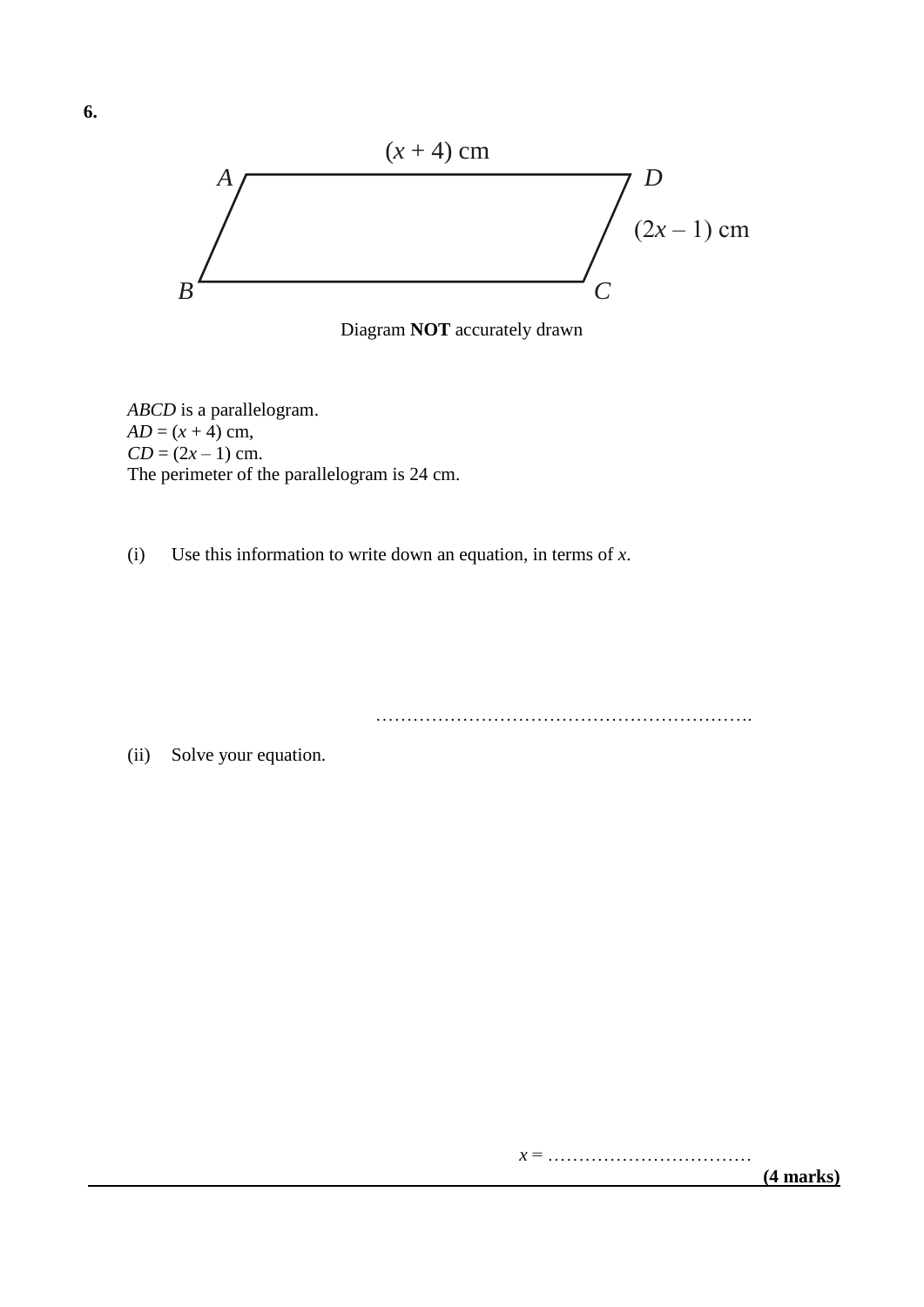**6.**

$(x + 4)$ cm

$A$ $D$

$(2x - 1)$ cm

$B$ $C$

Diagram **NOT** accurately drawn

*ABCD* is a parallelogram.
$AD = (x + 4)$ cm,
$CD = (2x - 1)$ cm.
The perimeter of the parallelogram is 24 cm.

(i) Use this information to write down an equation, in terms of $x$.

..............................................................

(ii) Solve your equation.

$x =$ ..................................

**(4 marks)**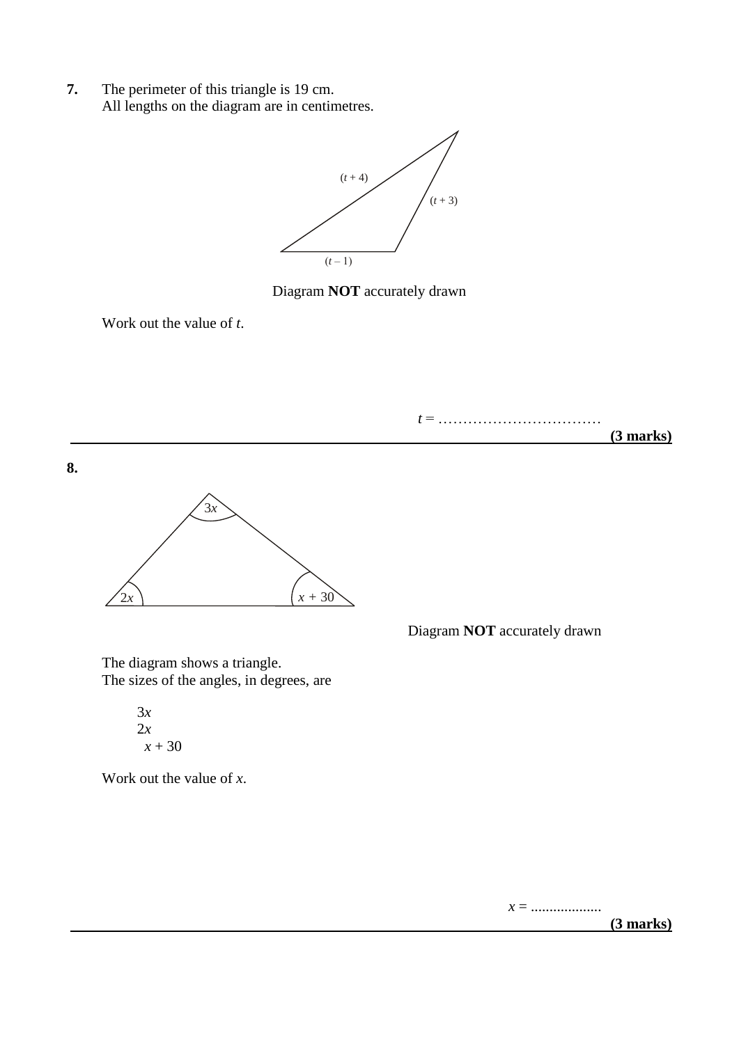**7.** The perimeter of this triangle is 19 cm.
All lengths on the diagram are in centimetres.

$(t + 4)$

$(t + 3)$

$(t - 1)$

Diagram **NOT** accurately drawn

Work out the value of $t$.

$t =$ ……………………………

**(3 marks)**

---

**8.**

$3x$

$2x$

$x + 30$

Diagram **NOT** accurately drawn

The diagram shows a triangle.
The sizes of the angles, in degrees, are

$3x$
$2x$
$x + 30$

Work out the value of $x$.

$x =$ ..................

**(3 marks)**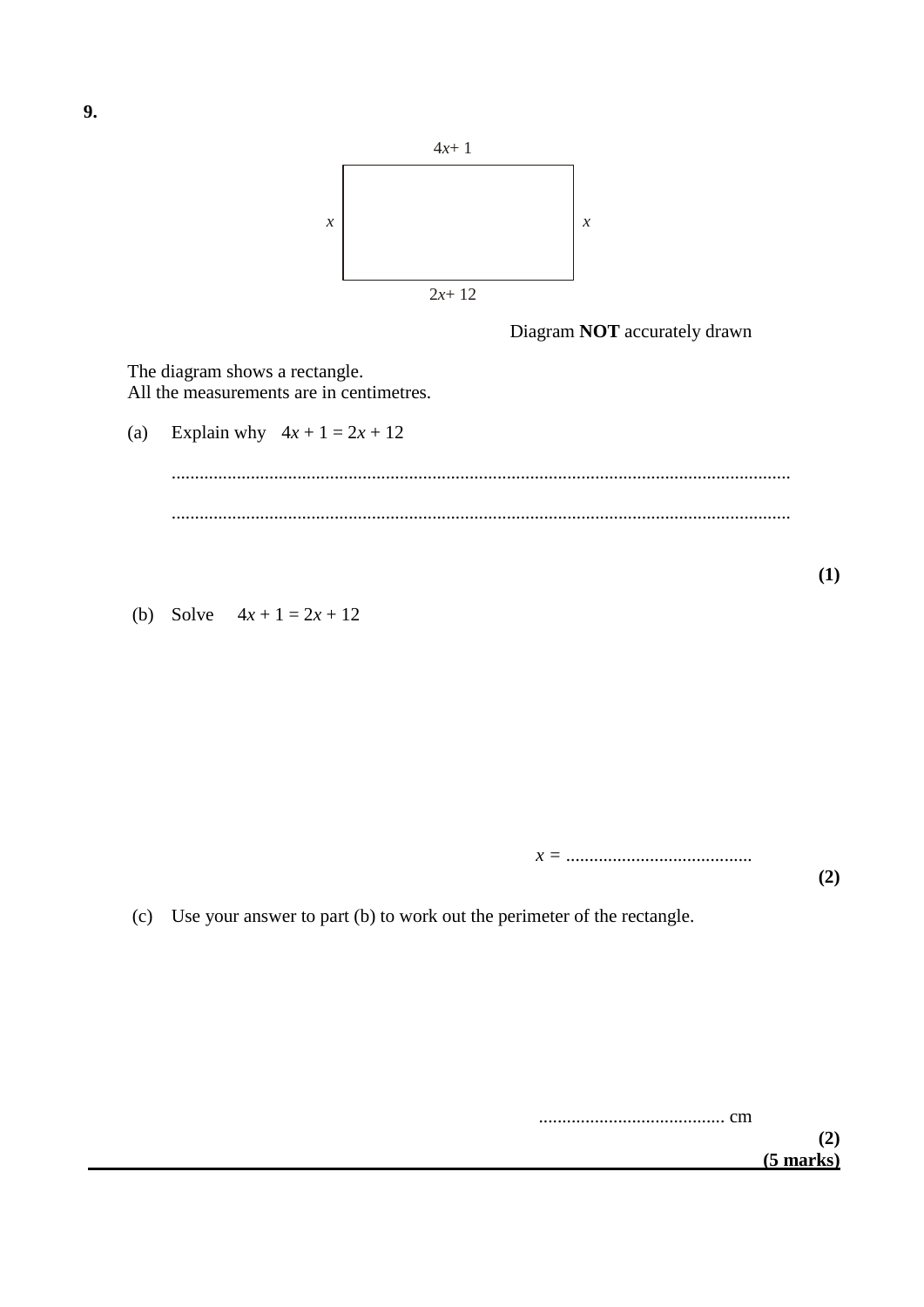**9.**

$4x + 1$

$x$ $x$

$2x + 12$

Diagram **NOT** accurately drawn

The diagram shows a rectangle.
All the measurements are in centimetres.

(a) Explain why $4x + 1 = 2x + 12$

..................................................................................................................................

..................................................................................................................................

**(1)**

(b) Solve $4x + 1 = 2x + 12$

$x =$ ........................................

**(2)**

(c) Use your answer to part (b) to work out the perimeter of the rectangle.

........................................ cm

**(2)**

**(5 marks)**